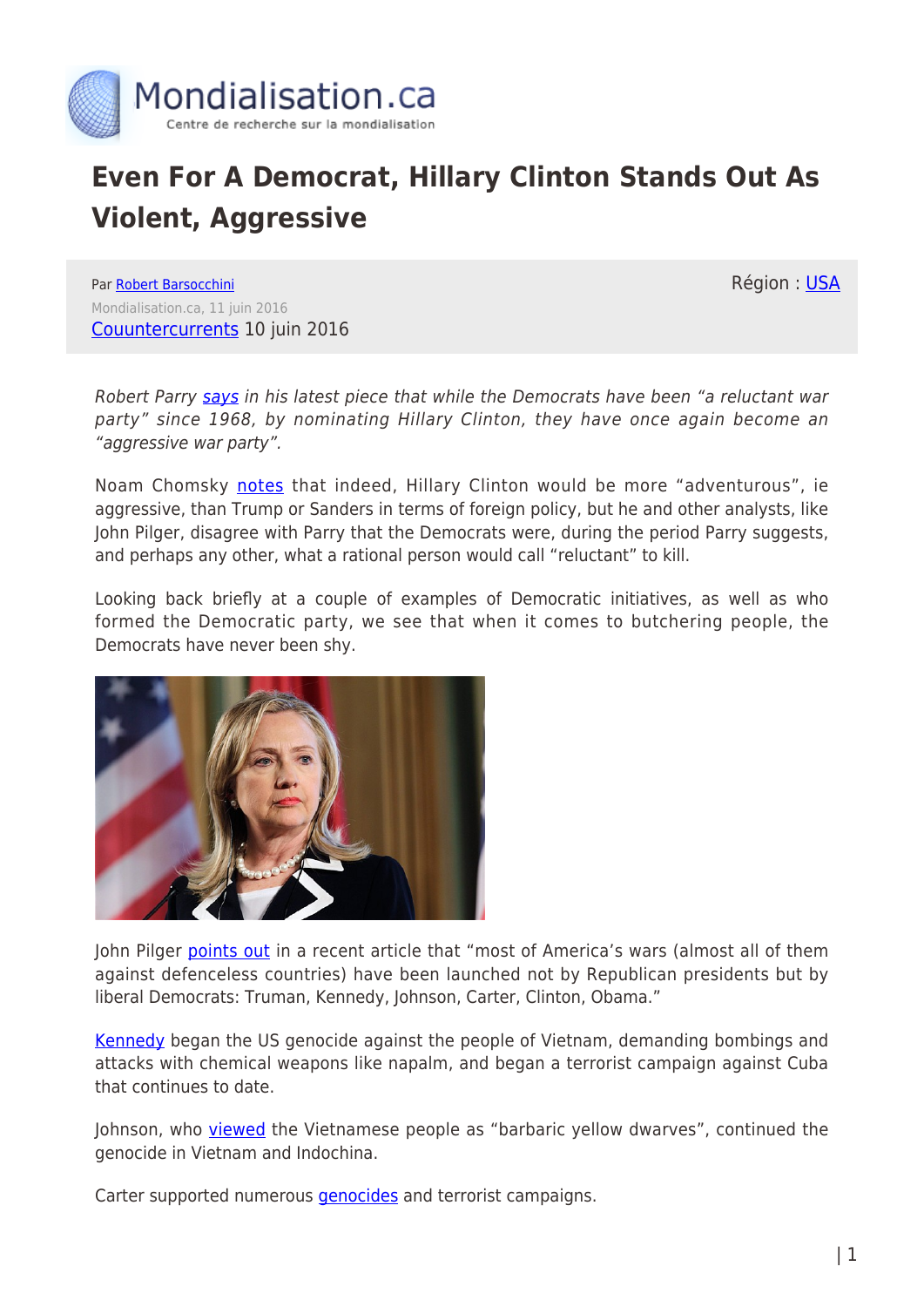Mondialisation.ca
Centre de recherche sur la mondialisation

# Even For A Democrat, Hillary Clinton Stands Out As Violent, Aggressive

Par Robert Barsocchini
Mondialisation.ca, 11 juin 2016
Couuntercurrents 10 juin 2016

Région : USA

*Robert Parry says in his latest piece that while the Democrats have been "a reluctant war party" since 1968, by nominating Hillary Clinton, they have once again become an "aggressive war party".*

Noam Chomsky notes that indeed, Hillary Clinton would be more "adventurous", ie aggressive, than Trump or Sanders in terms of foreign policy, but he and other analysts, like John Pilger, disagree with Parry that the Democrats were, during the period Parry suggests, and perhaps any other, what a rational person would call "reluctant" to kill.

Looking back briefly at a couple of examples of Democratic initiatives, as well as who formed the Democratic party, we see that when it comes to butchering people, the Democrats have never been shy.

John Pilger points out in a recent article that "most of America's wars (almost all of them against defenceless countries) have been launched not by Republican presidents but by liberal Democrats: Truman, Kennedy, Johnson, Carter, Clinton, Obama."

Kennedy began the US genocide against the people of Vietnam, demanding bombings and attacks with chemical weapons like napalm, and began a terrorist campaign against Cuba that continues to date.

Johnson, who viewed the Vietnamese people as "barbaric yellow dwarves", continued the genocide in Vietnam and Indochina.

Carter supported numerous genocides and terrorist campaigns.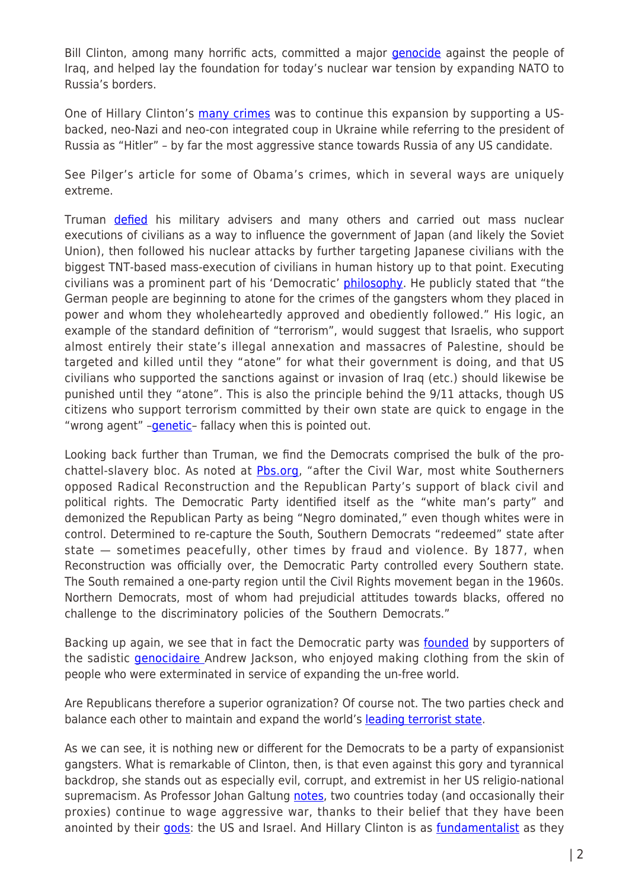Bill Clinton, among many horrific acts, committed a major genocide against the people of Iraq, and helped lay the foundation for today's nuclear war tension by expanding NATO to Russia's borders.

One of Hillary Clinton's many crimes was to continue this expansion by supporting a US-backed, neo-Nazi and neo-con integrated coup in Ukraine while referring to the president of Russia as "Hitler" – by far the most aggressive stance towards Russia of any US candidate.

See Pilger's article for some of Obama's crimes, which in several ways are uniquely extreme.

Truman defied his military advisers and many others and carried out mass nuclear executions of civilians as a way to influence the government of Japan (and likely the Soviet Union), then followed his nuclear attacks by further targeting Japanese civilians with the biggest TNT-based mass-execution of civilians in human history up to that point. Executing civilians was a prominent part of his 'Democratic' philosophy. He publicly stated that "the German people are beginning to atone for the crimes of the gangsters whom they placed in power and whom they wholeheartedly approved and obediently followed." His logic, an example of the standard definition of "terrorism", would suggest that Israelis, who support almost entirely their state's illegal annexation and massacres of Palestine, should be targeted and killed until they "atone" for what their government is doing, and that US civilians who supported the sanctions against or invasion of Iraq (etc.) should likewise be punished until they "atone". This is also the principle behind the 9/11 attacks, though US citizens who support terrorism committed by their own state are quick to engage in the "wrong agent" –genetic– fallacy when this is pointed out.

Looking back further than Truman, we find the Democrats comprised the bulk of the pro-chattel-slavery bloc. As noted at Pbs.org, "after the Civil War, most white Southerners opposed Radical Reconstruction and the Republican Party's support of black civil and political rights. The Democratic Party identified itself as the "white man's party" and demonized the Republican Party as being "Negro dominated," even though whites were in control. Determined to re-capture the South, Southern Democrats "redeemed" state after state — sometimes peacefully, other times by fraud and violence. By 1877, when Reconstruction was officially over, the Democratic Party controlled every Southern state. The South remained a one-party region until the Civil Rights movement began in the 1960s. Northern Democrats, most of whom had prejudicial attitudes towards blacks, offered no challenge to the discriminatory policies of the Southern Democrats."

Backing up again, we see that in fact the Democratic party was founded by supporters of the sadistic genocidaire Andrew Jackson, who enjoyed making clothing from the skin of people who were exterminated in service of expanding the un-free world.

Are Republicans therefore a superior ogranization? Of course not. The two parties check and balance each other to maintain and expand the world's leading terrorist state.

As we can see, it is nothing new or different for the Democrats to be a party of expansionist gangsters. What is remarkable of Clinton, then, is that even against this gory and tyrannical backdrop, she stands out as especially evil, corrupt, and extremist in her US religio-national supremacism. As Professor Johan Galtung notes, two countries today (and occasionally their proxies) continue to wage aggressive war, thanks to their belief that they have been anointed by their gods: the US and Israel. And Hillary Clinton is as fundamentalist as they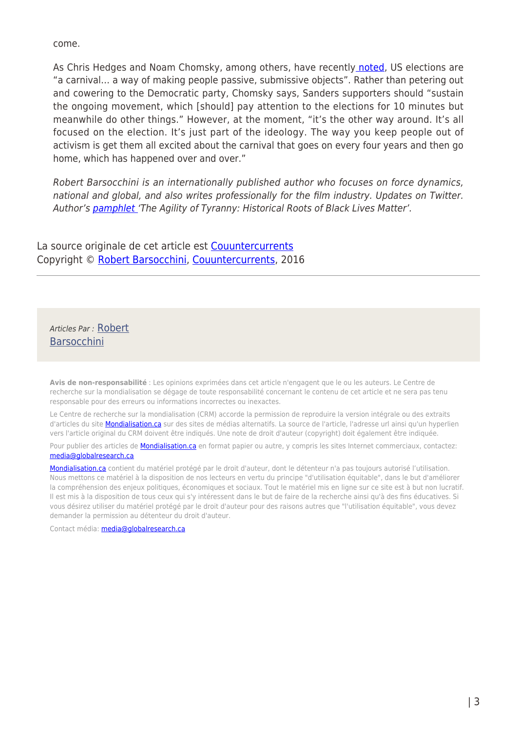come.

As Chris Hedges and Noam Chomsky, among others, have recently noted, US elections are "a carnival… a way of making people passive, submissive objects". Rather than petering out and cowering to the Democratic party, Chomsky says, Sanders supporters should "sustain the ongoing movement, which [should] pay attention to the elections for 10 minutes but meanwhile do other things." However, at the moment, "it's the other way around. It's all focused on the election. It's just part of the ideology. The way you keep people out of activism is get them all excited about the carnival that goes on every four years and then go home, which has happened over and over."

*Robert Barsocchini is an internationally published author who focuses on force dynamics, national and global, and also writes professionally for the film industry. Updates on Twitter. Author's pamphlet 'The Agility of Tyranny: Historical Roots of Black Lives Matter'.*

La source originale de cet article est Couuntercurrents
Copyright © Robert Barsocchini, Couuntercurrents, 2016

---

*Articles Par :* Robert Barsocchini

**Avis de non-responsabilité** : Les opinions exprimées dans cet article n'engagent que le ou les auteurs. Le Centre de recherche sur la mondialisation se dégage de toute responsabilité concernant le contenu de cet article et ne sera pas tenu responsable pour des erreurs ou informations incorrectes ou inexactes.

Le Centre de recherche sur la mondialisation (CRM) accorde la permission de reproduire la version intégrale ou des extraits d'articles du site Mondialisation.ca sur des sites de médias alternatifs. La source de l'article, l'adresse url ainsi qu'un hyperlien vers l'article original du CRM doivent être indiqués. Une note de droit d'auteur (copyright) doit également être indiquée.

Pour publier des articles de Mondialisation.ca en format papier ou autre, y compris les sites Internet commerciaux, contactez: media@globalresearch.ca

Mondialisation.ca contient du matériel protégé par le droit d'auteur, dont le détenteur n'a pas toujours autorisé l'utilisation. Nous mettons ce matériel à la disposition de nos lecteurs en vertu du principe "d'utilisation équitable", dans le but d'améliorer la compréhension des enjeux politiques, économiques et sociaux. Tout le matériel mis en ligne sur ce site est à but non lucratif. Il est mis à la disposition de tous ceux qui s'y intéressent dans le but de faire de la recherche ainsi qu'à des fins éducatives. Si vous désirez utiliser du matériel protégé par le droit d'auteur pour des raisons autres que "l'utilisation équitable", vous devez demander la permission au détenteur du droit d'auteur.

Contact média: media@globalresearch.ca